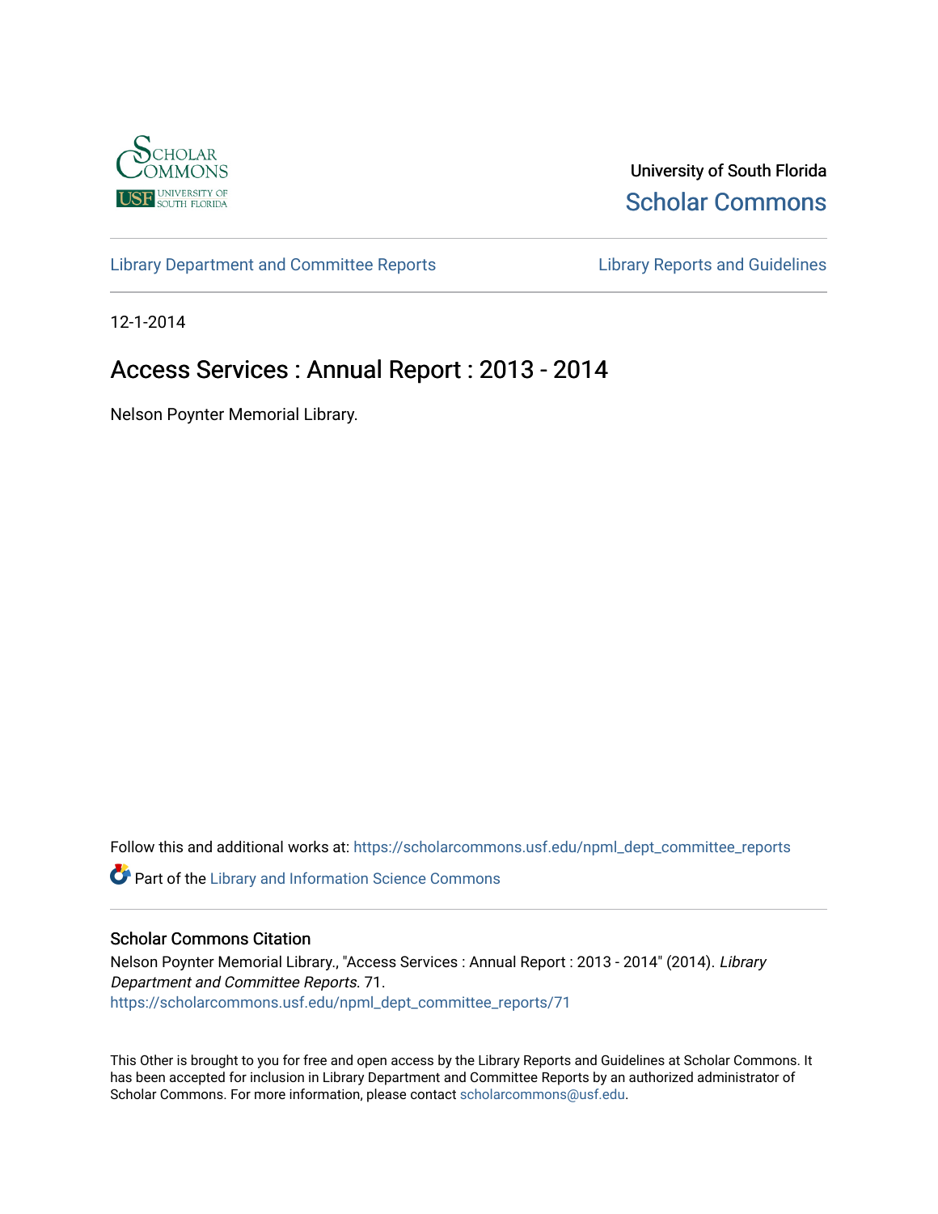University of South Florida
Scholar Commons

Library Department and Committee Reports | Library Reports and Guidelines

12-1-2014

# Access Services : Annual Report : 2013 - 2014

Nelson Poynter Memorial Library.

Follow this and additional works at: https://scholarcommons.usf.edu/npml_dept_committee_reports

Part of the Library and Information Science Commons

## Scholar Commons Citation

Nelson Poynter Memorial Library., "Access Services : Annual Report : 2013 - 2014" (2014). *Library Department and Committee Reports*. 71.
https://scholarcommons.usf.edu/npml_dept_committee_reports/71

This Other is brought to you for free and open access by the Library Reports and Guidelines at Scholar Commons. It has been accepted for inclusion in Library Department and Committee Reports by an authorized administrator of Scholar Commons. For more information, please contact scholarcommons@usf.edu.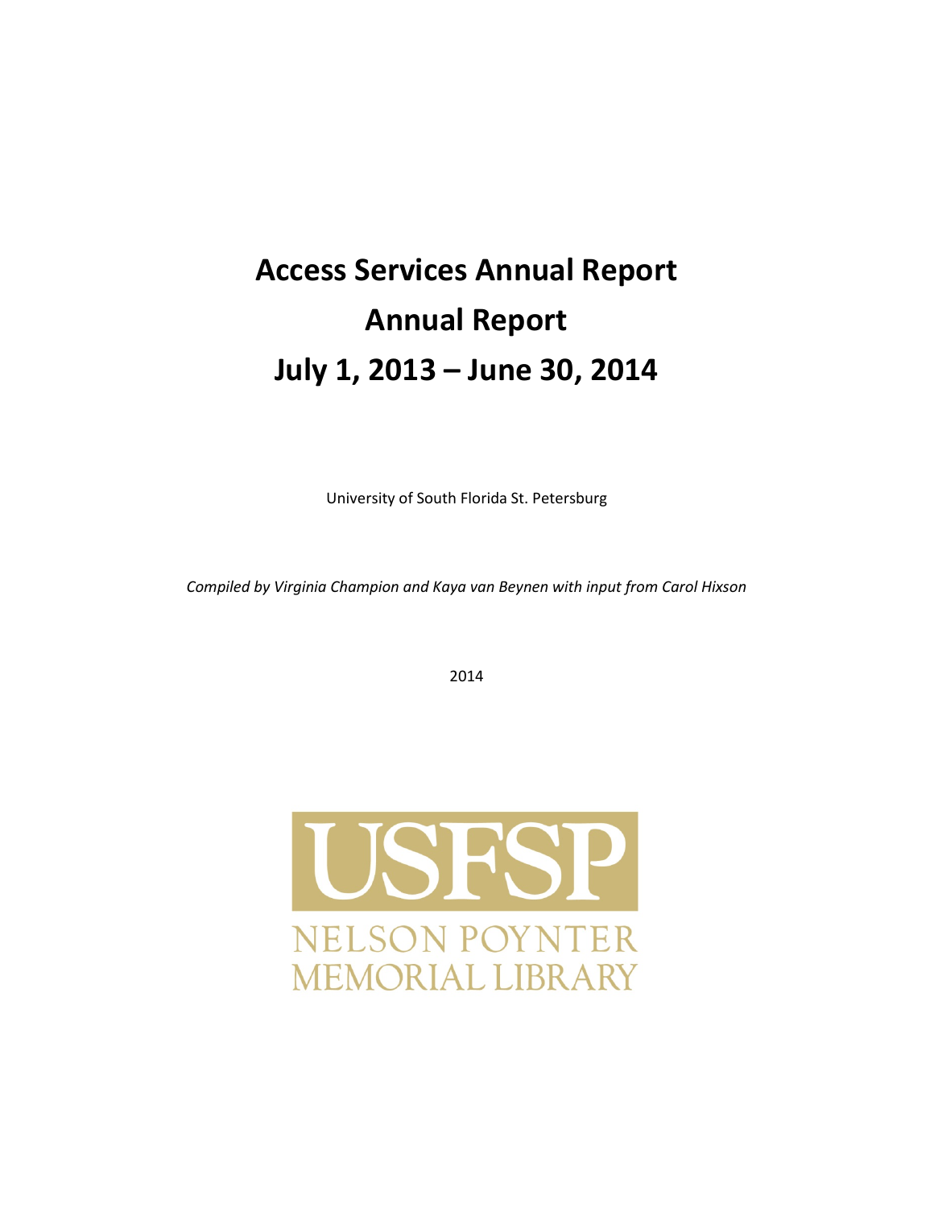# Access Services Annual Report

# Annual Report

# July 1, 2013 – June 30, 2014

University of South Florida St. Petersburg

*Compiled by Virginia Champion and Kaya van Beynen with input from Carol Hixson*

2014

USFSP

NELSON POYNTER MEMORIAL LIBRARY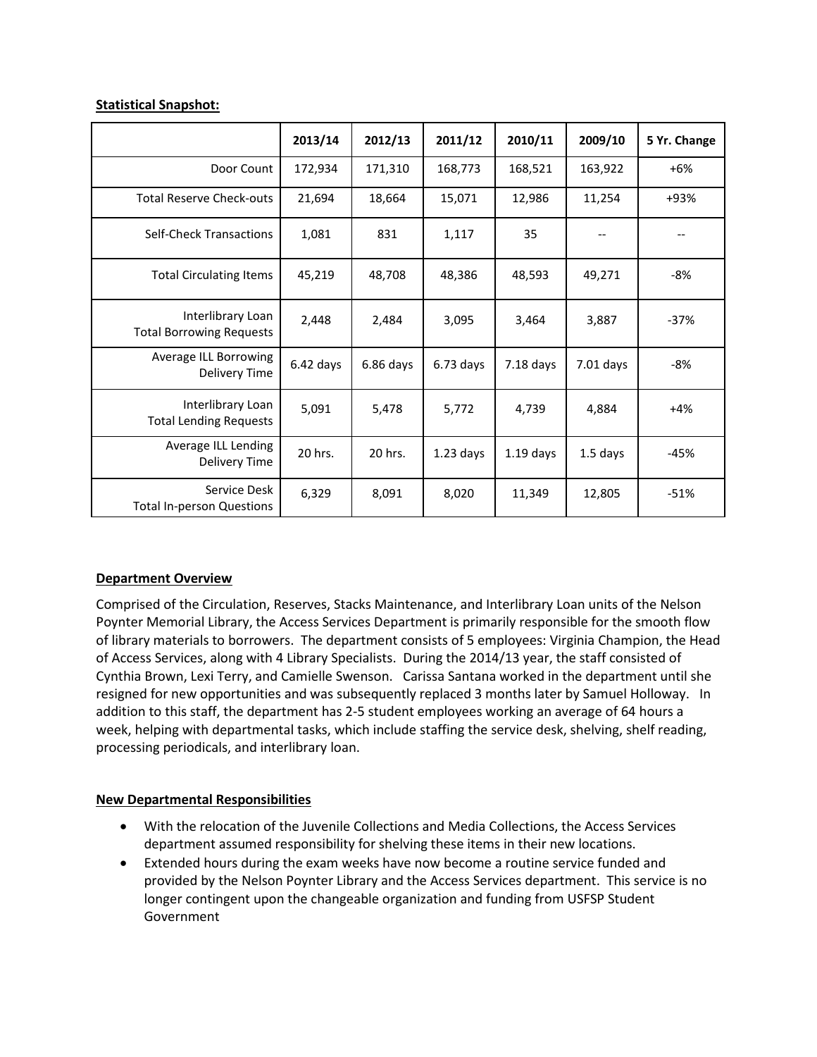**Statistical Snapshot:**

| | 2013/14 | 2012/13 | 2011/12 | 2010/11 | 2009/10 | 5 Yr. Change |
|---|---|---|---|---|---|---|
| Door Count | 172,934 | 171,310 | 168,773 | 168,521 | 163,922 | +6% |
| Total Reserve Check-outs | 21,694 | 18,664 | 15,071 | 12,986 | 11,254 | +93% |
| Self-Check Transactions | 1,081 | 831 | 1,117 | 35 | -- | -- |
| Total Circulating Items | 45,219 | 48,708 | 48,386 | 48,593 | 49,271 | -8% |
| Interlibrary Loan Total Borrowing Requests | 2,448 | 2,484 | 3,095 | 3,464 | 3,887 | -37% |
| Average ILL Borrowing Delivery Time | 6.42 days | 6.86 days | 6.73 days | 7.18 days | 7.01 days | -8% |
| Interlibrary Loan Total Lending Requests | 5,091 | 5,478 | 5,772 | 4,739 | 4,884 | +4% |
| Average ILL Lending Delivery Time | 20 hrs. | 20 hrs. | 1.23 days | 1.19 days | 1.5 days | -45% |
| Service Desk Total In-person Questions | 6,329 | 8,091 | 8,020 | 11,349 | 12,805 | -51% |

**Department Overview**

Comprised of the Circulation, Reserves, Stacks Maintenance, and Interlibrary Loan units of the Nelson Poynter Memorial Library, the Access Services Department is primarily responsible for the smooth flow of library materials to borrowers. The department consists of 5 employees: Virginia Champion, the Head of Access Services, along with 4 Library Specialists. During the 2014/13 year, the staff consisted of Cynthia Brown, Lexi Terry, and Camielle Swenson. Carissa Santana worked in the department until she resigned for new opportunities and was subsequently replaced 3 months later by Samuel Holloway. In addition to this staff, the department has 2-5 student employees working an average of 64 hours a week, helping with departmental tasks, which include staffing the service desk, shelving, shelf reading, processing periodicals, and interlibrary loan.

**New Departmental Responsibilities**

- With the relocation of the Juvenile Collections and Media Collections, the Access Services department assumed responsibility for shelving these items in their new locations.
- Extended hours during the exam weeks have now become a routine service funded and provided by the Nelson Poynter Library and the Access Services department. This service is no longer contingent upon the changeable organization and funding from USFSP Student Government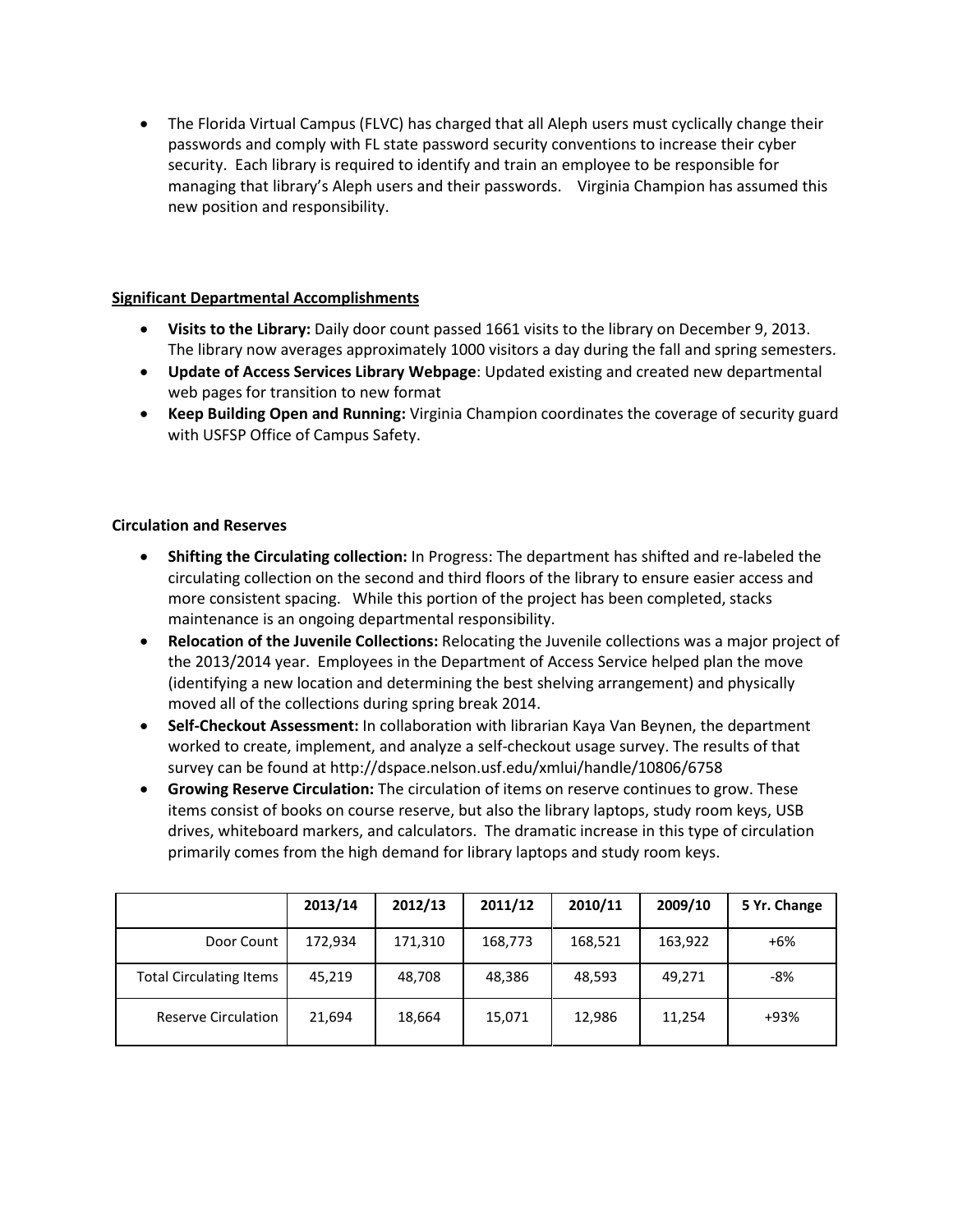- The Florida Virtual Campus (FLVC) has charged that all Aleph users must cyclically change their passwords and comply with FL state password security conventions to increase their cyber security. Each library is required to identify and train an employee to be responsible for managing that library's Aleph users and their passwords. Virginia Champion has assumed this new position and responsibility.

## Significant Departmental Accomplishments

- **Visits to the Library:** Daily door count passed 1661 visits to the library on December 9, 2013. The library now averages approximately 1000 visitors a day during the fall and spring semesters.
- **Update of Access Services Library Webpage**: Updated existing and created new departmental web pages for transition to new format
- **Keep Building Open and Running:** Virginia Champion coordinates the coverage of security guard with USFSP Office of Campus Safety.

### Circulation and Reserves

- **Shifting the Circulating collection:** In Progress: The department has shifted and re-labeled the circulating collection on the second and third floors of the library to ensure easier access and more consistent spacing. While this portion of the project has been completed, stacks maintenance is an ongoing departmental responsibility.
- **Relocation of the Juvenile Collections:** Relocating the Juvenile collections was a major project of the 2013/2014 year. Employees in the Department of Access Service helped plan the move (identifying a new location and determining the best shelving arrangement) and physically moved all of the collections during spring break 2014.
- **Self-Checkout Assessment:** In collaboration with librarian Kaya Van Beynen, the department worked to create, implement, and analyze a self-checkout usage survey. The results of that survey can be found at http://dspace.nelson.usf.edu/xmlui/handle/10806/6758
- **Growing Reserve Circulation:** The circulation of items on reserve continues to grow. These items consist of books on course reserve, but also the library laptops, study room keys, USB drives, whiteboard markers, and calculators. The dramatic increase in this type of circulation primarily comes from the high demand for library laptops and study room keys.

| | 2013/14 | 2012/13 | 2011/12 | 2010/11 | 2009/10 | 5 Yr. Change |
|---|---|---|---|---|---|---|
| Door Count | 172,934 | 171,310 | 168,773 | 168,521 | 163,922 | +6% |
| Total Circulating Items | 45,219 | 48,708 | 48,386 | 48,593 | 49,271 | -8% |
| Reserve Circulation | 21,694 | 18,664 | 15,071 | 12,986 | 11,254 | +93% |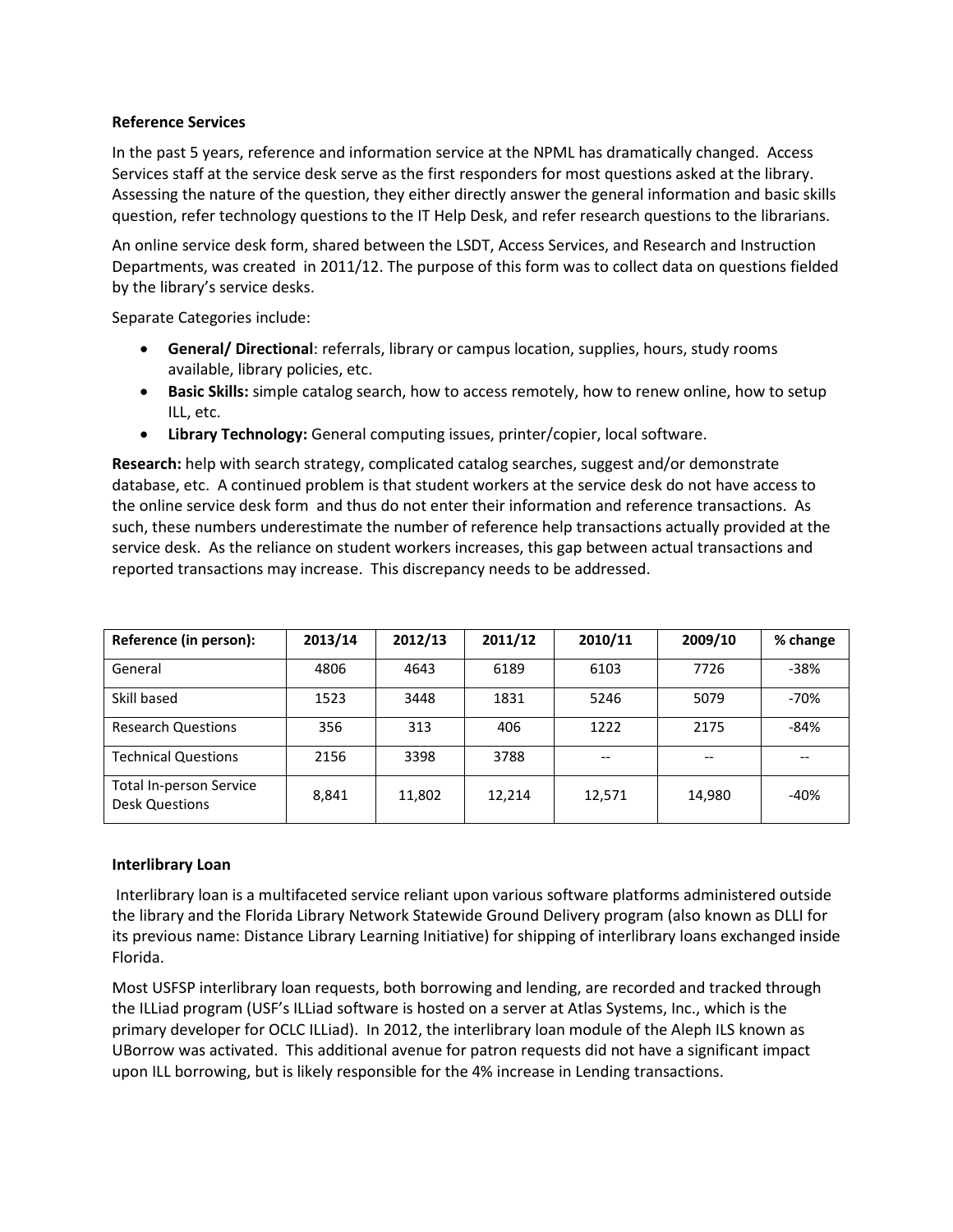**Reference Services**

In the past 5 years, reference and information service at the NPML has dramatically changed. Access Services staff at the service desk serve as the first responders for most questions asked at the library. Assessing the nature of the question, they either directly answer the general information and basic skills question, refer technology questions to the IT Help Desk, and refer research questions to the librarians.

An online service desk form, shared between the LSDT, Access Services, and Research and Instruction Departments, was created in 2011/12. The purpose of this form was to collect data on questions fielded by the library's service desks.

Separate Categories include:

- **General/ Directional**: referrals, library or campus location, supplies, hours, study rooms available, library policies, etc.
- **Basic Skills:** simple catalog search, how to access remotely, how to renew online, how to setup ILL, etc.
- **Library Technology:** General computing issues, printer/copier, local software.

**Research:** help with search strategy, complicated catalog searches, suggest and/or demonstrate database, etc. A continued problem is that student workers at the service desk do not have access to the online service desk form and thus do not enter their information and reference transactions. As such, these numbers underestimate the number of reference help transactions actually provided at the service desk. As the reliance on student workers increases, this gap between actual transactions and reported transactions may increase. This discrepancy needs to be addressed.

| Reference (in person): | 2013/14 | 2012/13 | 2011/12 | 2010/11 | 2009/10 | % change |
|---|---|---|---|---|---|---|
| General | 4806 | 4643 | 6189 | 6103 | 7726 | -38% |
| Skill based | 1523 | 3448 | 1831 | 5246 | 5079 | -70% |
| Research Questions | 356 | 313 | 406 | 1222 | 2175 | -84% |
| Technical Questions | 2156 | 3398 | 3788 | -- | -- | -- |
| Total In-person Service Desk Questions | 8,841 | 11,802 | 12,214 | 12,571 | 14,980 | -40% |

**Interlibrary Loan**

Interlibrary loan is a multifaceted service reliant upon various software platforms administered outside the library and the Florida Library Network Statewide Ground Delivery program (also known as DLLI for its previous name: Distance Library Learning Initiative) for shipping of interlibrary loans exchanged inside Florida.

Most USFSP interlibrary loan requests, both borrowing and lending, are recorded and tracked through the ILLiad program (USF's ILLiad software is hosted on a server at Atlas Systems, Inc., which is the primary developer for OCLC ILLiad). In 2012, the interlibrary loan module of the Aleph ILS known as UBorrow was activated. This additional avenue for patron requests did not have a significant impact upon ILL borrowing, but is likely responsible for the 4% increase in Lending transactions.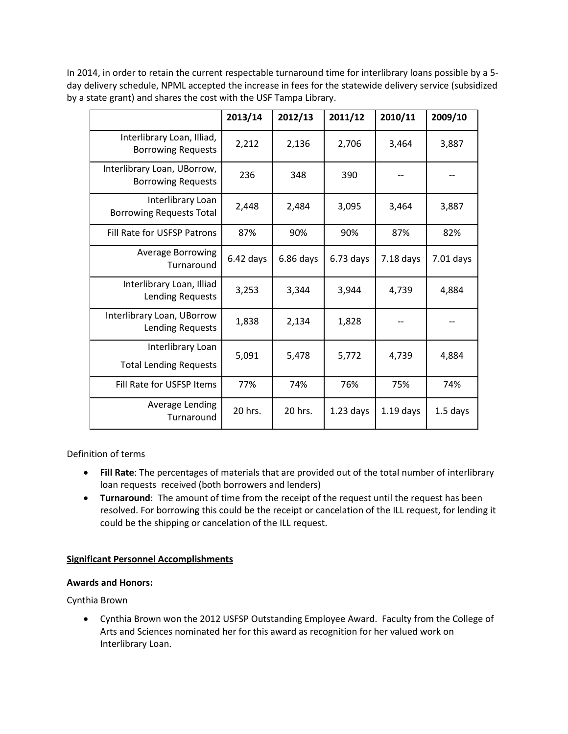In 2014, in order to retain the current respectable turnaround time for interlibrary loans possible by a 5-day delivery schedule, NPML accepted the increase in fees for the statewide delivery service (subsidized by a state grant) and shares the cost with the USF Tampa Library.

| | 2013/14 | 2012/13 | 2011/12 | 2010/11 | 2009/10 |
|---|---|---|---|---|---|
| Interlibrary Loan, Illiad, Borrowing Requests | 2,212 | 2,136 | 2,706 | 3,464 | 3,887 |
| Interlibrary Loan, UBorrow, Borrowing Requests | 236 | 348 | 390 | -- | -- |
| Interlibrary Loan Borrowing Requests Total | 2,448 | 2,484 | 3,095 | 3,464 | 3,887 |
| Fill Rate for USFSP Patrons | 87% | 90% | 90% | 87% | 82% |
| Average Borrowing Turnaround | 6.42 days | 6.86 days | 6.73 days | 7.18 days | 7.01 days |
| Interlibrary Loan, Illiad Lending Requests | 3,253 | 3,344 | 3,944 | 4,739 | 4,884 |
| Interlibrary Loan, UBorrow Lending Requests | 1,838 | 2,134 | 1,828 | -- | -- |
| Interlibrary Loan Total Lending Requests | 5,091 | 5,478 | 5,772 | 4,739 | 4,884 |
| Fill Rate for USFSP Items | 77% | 74% | 76% | 75% | 74% |
| Average Lending Turnaround | 20 hrs. | 20 hrs. | 1.23 days | 1.19 days | 1.5 days |

Definition of terms

- **Fill Rate**: The percentages of materials that are provided out of the total number of interlibrary loan requests received (both borrowers and lenders)
- **Turnaround**: The amount of time from the receipt of the request until the request has been resolved. For borrowing this could be the receipt or cancelation of the ILL request, for lending it could be the shipping or cancelation of the ILL request.

## Significant Personnel Accomplishments

### Awards and Honors:

Cynthia Brown

- Cynthia Brown won the 2012 USFSP Outstanding Employee Award. Faculty from the College of Arts and Sciences nominated her for this award as recognition for her valued work on Interlibrary Loan.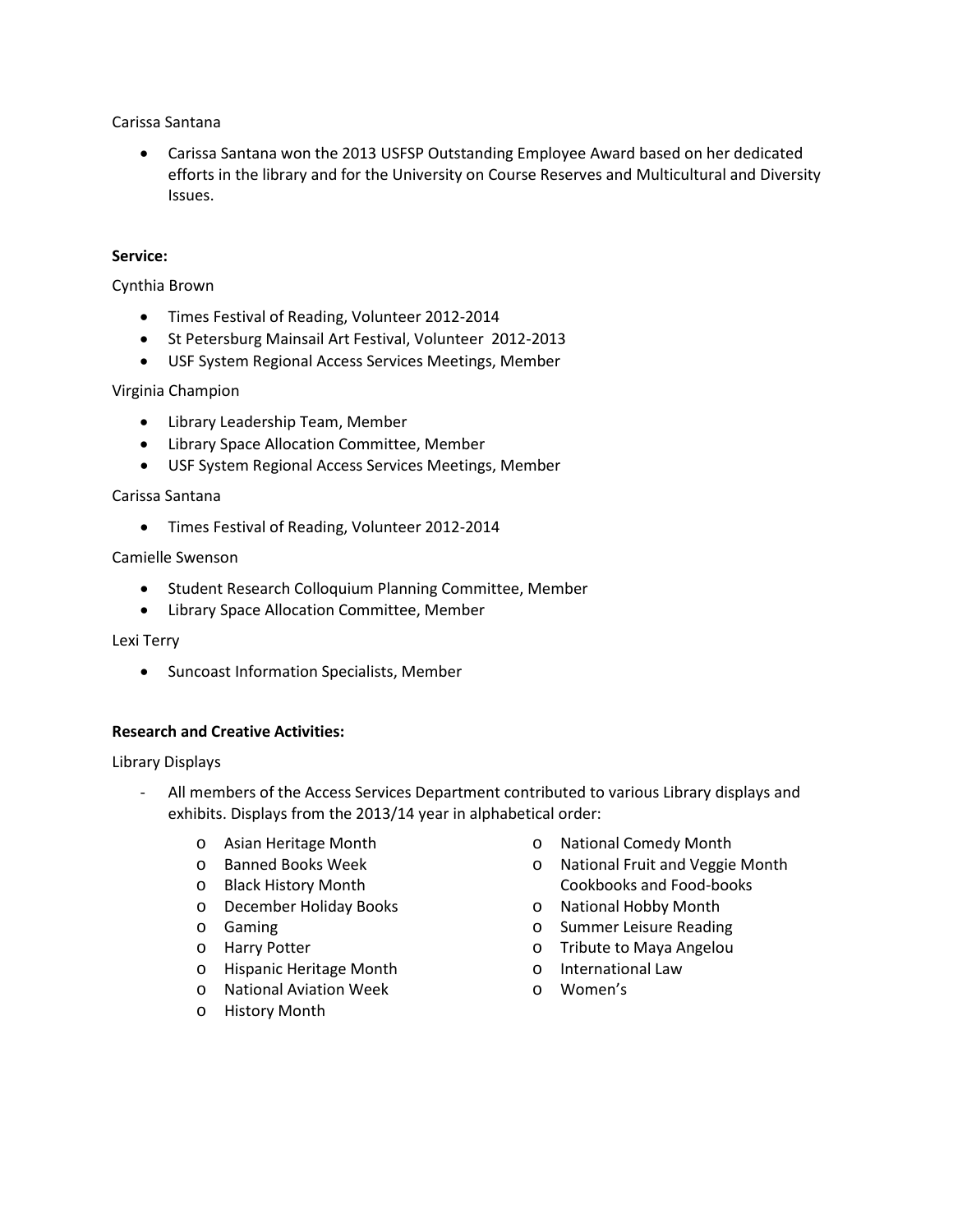Carissa Santana

- Carissa Santana won the 2013 USFSP Outstanding Employee Award based on her dedicated efforts in the library and for the University on Course Reserves and Multicultural and Diversity Issues.

**Service:**

Cynthia Brown

- Times Festival of Reading, Volunteer 2012-2014
- St Petersburg Mainsail Art Festival, Volunteer 2012-2013
- USF System Regional Access Services Meetings, Member

Virginia Champion

- Library Leadership Team, Member
- Library Space Allocation Committee, Member
- USF System Regional Access Services Meetings, Member

Carissa Santana

- Times Festival of Reading, Volunteer 2012-2014

Camielle Swenson

- Student Research Colloquium Planning Committee, Member
- Library Space Allocation Committee, Member

Lexi Terry

- Suncoast Information Specialists, Member

**Research and Creative Activities:**

Library Displays

- All members of the Access Services Department contributed to various Library displays and exhibits. Displays from the 2013/14 year in alphabetical order:
  - Asian Heritage Month
  - Banned Books Week
  - Black History Month
  - December Holiday Books
  - Gaming
  - Harry Potter
  - Hispanic Heritage Month
  - National Aviation Week
  - History Month
  - National Comedy Month
  - National Fruit and Veggie Month Cookbooks and Food-books
  - National Hobby Month
  - Summer Leisure Reading
  - Tribute to Maya Angelou
  - International Law
  - Women's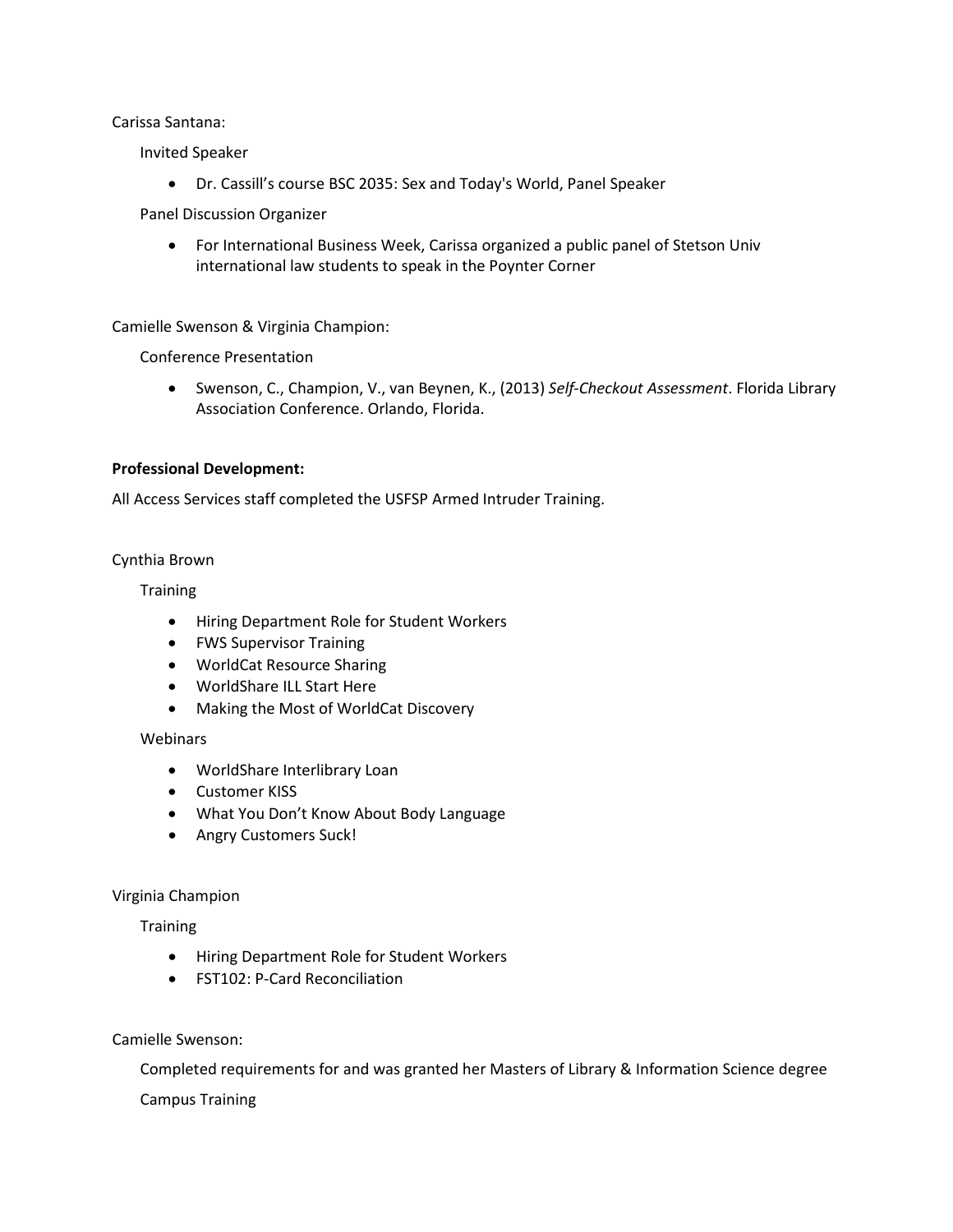Carissa Santana:

Invited Speaker

- Dr. Cassill's course BSC 2035: Sex and Today's World, Panel Speaker

Panel Discussion Organizer

- For International Business Week, Carissa organized a public panel of Stetson Univ international law students to speak in the Poynter Corner

Camielle Swenson & Virginia Champion:

Conference Presentation

- Swenson, C., Champion, V., van Beynen, K., (2013) *Self-Checkout Assessment*. Florida Library Association Conference. Orlando, Florida.

**Professional Development:**

All Access Services staff completed the USFSP Armed Intruder Training.

Cynthia Brown

Training

- Hiring Department Role for Student Workers
- FWS Supervisor Training
- WorldCat Resource Sharing
- WorldShare ILL Start Here
- Making the Most of WorldCat Discovery

Webinars

- WorldShare Interlibrary Loan
- Customer KISS
- What You Don't Know About Body Language
- Angry Customers Suck!

Virginia Champion

Training

- Hiring Department Role for Student Workers
- FST102: P-Card Reconciliation

Camielle Swenson:

Completed requirements for and was granted her Masters of Library & Information Science degree

Campus Training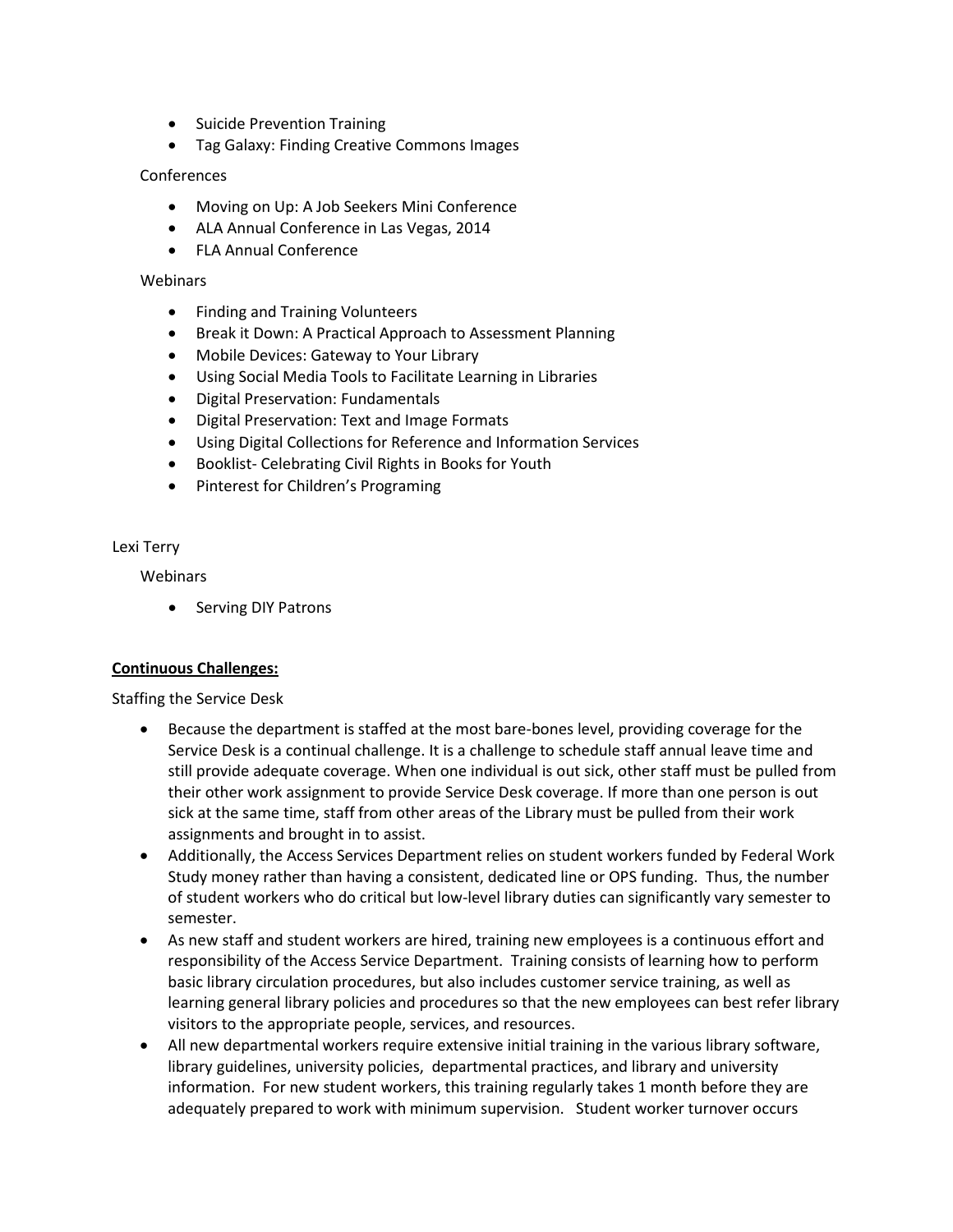- Suicide Prevention Training
- Tag Galaxy: Finding Creative Commons Images

Conferences

- Moving on Up: A Job Seekers Mini Conference
- ALA Annual Conference in Las Vegas, 2014
- FLA Annual Conference

Webinars

- Finding and Training Volunteers
- Break it Down: A Practical Approach to Assessment Planning
- Mobile Devices: Gateway to Your Library
- Using Social Media Tools to Facilitate Learning in Libraries
- Digital Preservation: Fundamentals
- Digital Preservation: Text and Image Formats
- Using Digital Collections for Reference and Information Services
- Booklist- Celebrating Civil Rights in Books for Youth
- Pinterest for Children's Programing

Lexi Terry

Webinars

- Serving DIY Patrons

**Continuous Challenges:**

Staffing the Service Desk

- Because the department is staffed at the most bare-bones level, providing coverage for the Service Desk is a continual challenge. It is a challenge to schedule staff annual leave time and still provide adequate coverage. When one individual is out sick, other staff must be pulled from their other work assignment to provide Service Desk coverage. If more than one person is out sick at the same time, staff from other areas of the Library must be pulled from their work assignments and brought in to assist.
- Additionally, the Access Services Department relies on student workers funded by Federal Work Study money rather than having a consistent, dedicated line or OPS funding. Thus, the number of student workers who do critical but low-level library duties can significantly vary semester to semester.
- As new staff and student workers are hired, training new employees is a continuous effort and responsibility of the Access Service Department. Training consists of learning how to perform basic library circulation procedures, but also includes customer service training, as well as learning general library policies and procedures so that the new employees can best refer library visitors to the appropriate people, services, and resources.
- All new departmental workers require extensive initial training in the various library software, library guidelines, university policies, departmental practices, and library and university information. For new student workers, this training regularly takes 1 month before they are adequately prepared to work with minimum supervision. Student worker turnover occurs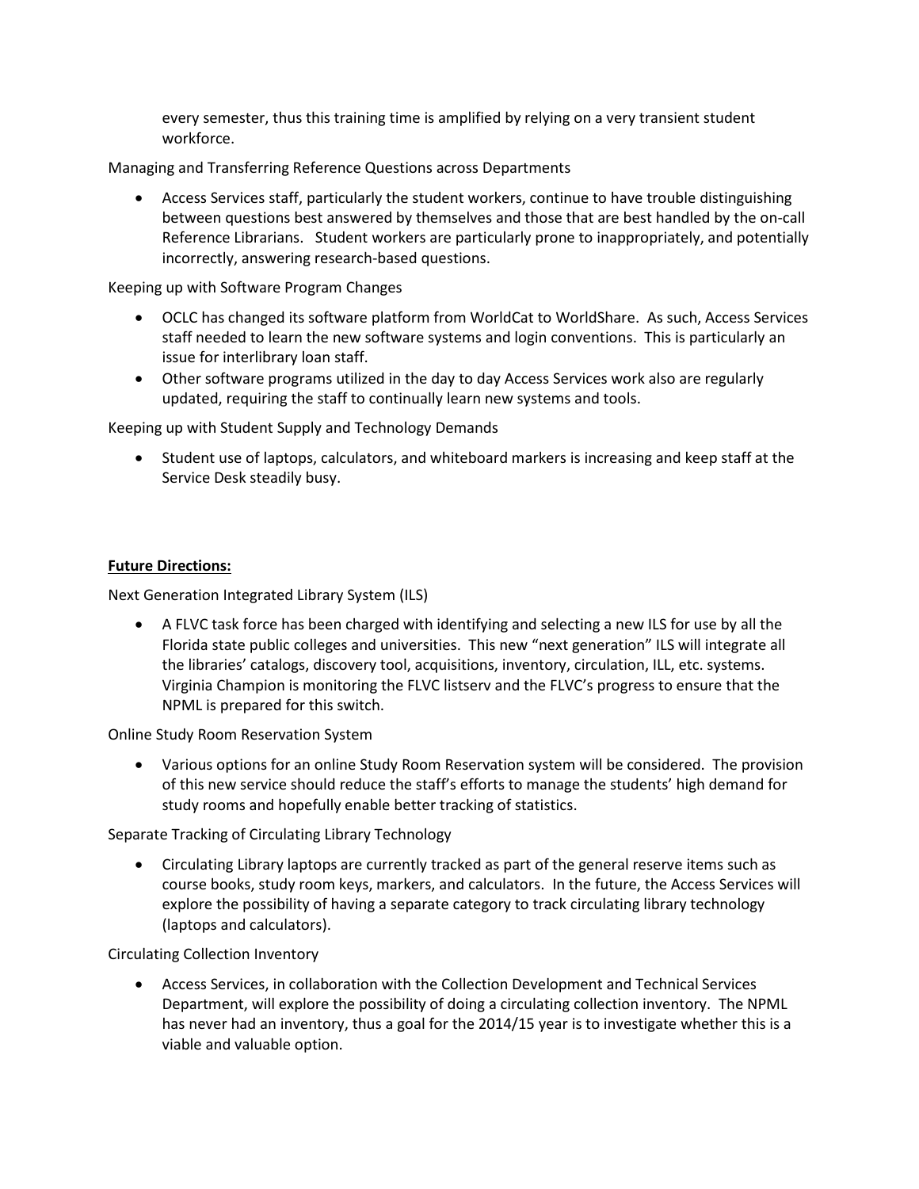every semester, thus this training time is amplified by relying on a very transient student workforce.

Managing and Transferring Reference Questions across Departments

- Access Services staff, particularly the student workers, continue to have trouble distinguishing between questions best answered by themselves and those that are best handled by the on-call Reference Librarians. Student workers are particularly prone to inappropriately, and potentially incorrectly, answering research-based questions.

Keeping up with Software Program Changes

- OCLC has changed its software platform from WorldCat to WorldShare. As such, Access Services staff needed to learn the new software systems and login conventions. This is particularly an issue for interlibrary loan staff.
- Other software programs utilized in the day to day Access Services work also are regularly updated, requiring the staff to continually learn new systems and tools.

Keeping up with Student Supply and Technology Demands

- Student use of laptops, calculators, and whiteboard markers is increasing and keep staff at the Service Desk steadily busy.

**Future Directions:**

Next Generation Integrated Library System (ILS)

- A FLVC task force has been charged with identifying and selecting a new ILS for use by all the Florida state public colleges and universities. This new "next generation" ILS will integrate all the libraries' catalogs, discovery tool, acquisitions, inventory, circulation, ILL, etc. systems. Virginia Champion is monitoring the FLVC listserv and the FLVC's progress to ensure that the NPML is prepared for this switch.

Online Study Room Reservation System

- Various options for an online Study Room Reservation system will be considered. The provision of this new service should reduce the staff's efforts to manage the students' high demand for study rooms and hopefully enable better tracking of statistics.

Separate Tracking of Circulating Library Technology

- Circulating Library laptops are currently tracked as part of the general reserve items such as course books, study room keys, markers, and calculators. In the future, the Access Services will explore the possibility of having a separate category to track circulating library technology (laptops and calculators).

Circulating Collection Inventory

- Access Services, in collaboration with the Collection Development and Technical Services Department, will explore the possibility of doing a circulating collection inventory. The NPML has never had an inventory, thus a goal for the 2014/15 year is to investigate whether this is a viable and valuable option.